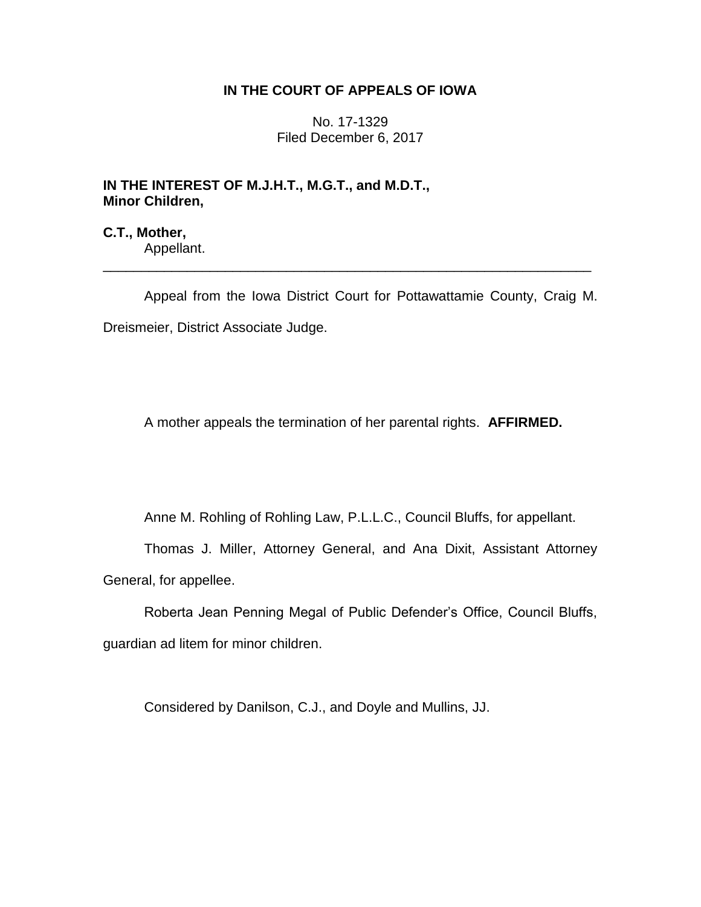**IN THE COURT OF APPEALS OF IOWA**

No. 17-1329
Filed December 6, 2017

**IN THE INTEREST OF M.J.H.T., M.G.T., and M.D.T., Minor Children,**

**C.T., Mother,**
Appellant.

---

Appeal from the Iowa District Court for Pottawattamie County, Craig M. Dreismeier, District Associate Judge.

A mother appeals the termination of her parental rights. **AFFIRMED.**

Anne M. Rohling of Rohling Law, P.L.L.C., Council Bluffs, for appellant.

Thomas J. Miller, Attorney General, and Ana Dixit, Assistant Attorney General, for appellee.

Roberta Jean Penning Megal of Public Defender's Office, Council Bluffs, guardian ad litem for minor children.

Considered by Danilson, C.J., and Doyle and Mullins, JJ.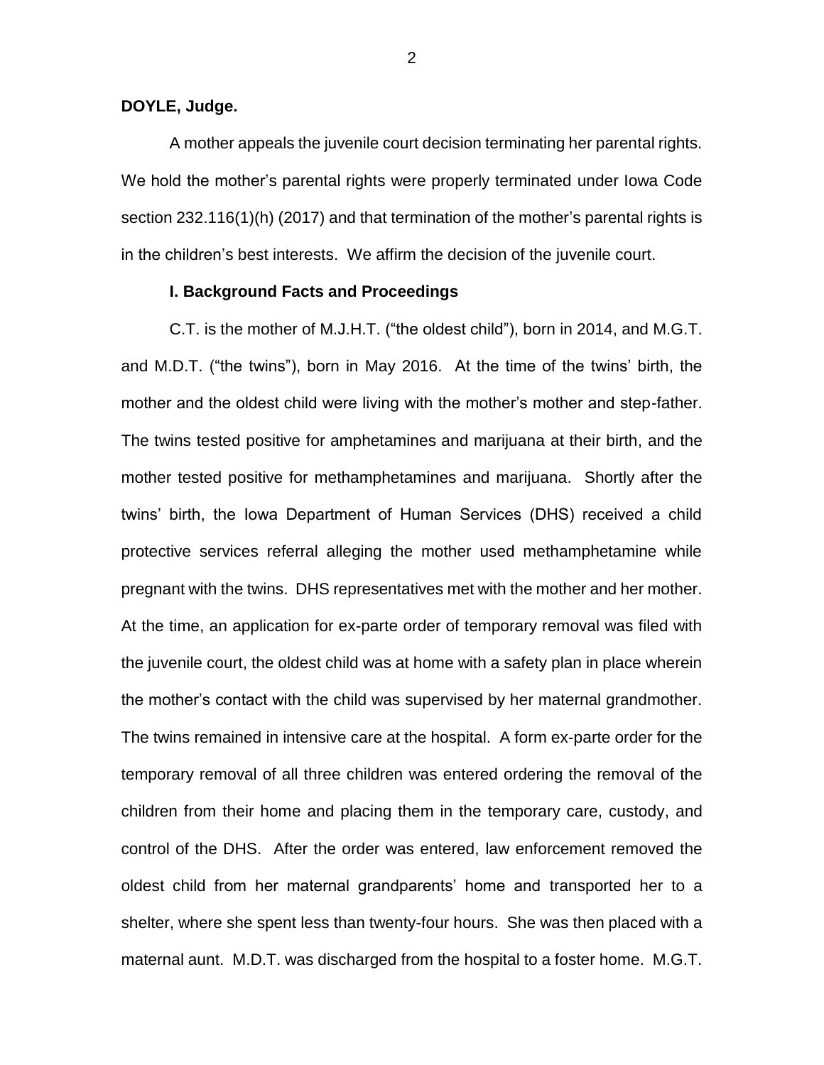**DOYLE, Judge.**

A mother appeals the juvenile court decision terminating her parental rights. We hold the mother's parental rights were properly terminated under Iowa Code section 232.116(1)(h) (2017) and that termination of the mother's parental rights is in the children's best interests. We affirm the decision of the juvenile court.

### I. Background Facts and Proceedings

C.T. is the mother of M.J.H.T. ("the oldest child"), born in 2014, and M.G.T. and M.D.T. ("the twins"), born in May 2016. At the time of the twins' birth, the mother and the oldest child were living with the mother's mother and step-father. The twins tested positive for amphetamines and marijuana at their birth, and the mother tested positive for methamphetamines and marijuana. Shortly after the twins' birth, the Iowa Department of Human Services (DHS) received a child protective services referral alleging the mother used methamphetamine while pregnant with the twins. DHS representatives met with the mother and her mother. At the time, an application for ex-parte order of temporary removal was filed with the juvenile court, the oldest child was at home with a safety plan in place wherein the mother's contact with the child was supervised by her maternal grandmother. The twins remained in intensive care at the hospital. A form ex-parte order for the temporary removal of all three children was entered ordering the removal of the children from their home and placing them in the temporary care, custody, and control of the DHS. After the order was entered, law enforcement removed the oldest child from her maternal grandparents' home and transported her to a shelter, where she spent less than twenty-four hours. She was then placed with a maternal aunt. M.D.T. was discharged from the hospital to a foster home. M.G.T.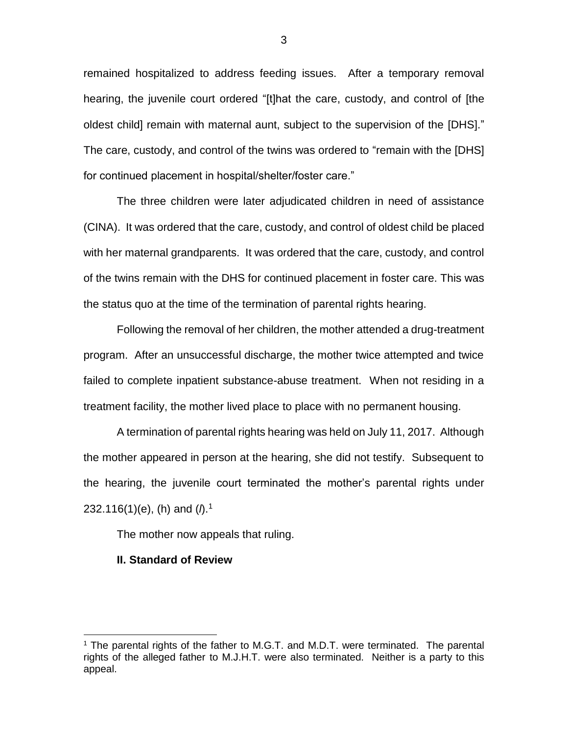remained hospitalized to address feeding issues. After a temporary removal hearing, the juvenile court ordered "[t]hat the care, custody, and control of [the oldest child] remain with maternal aunt, subject to the supervision of the [DHS]." The care, custody, and control of the twins was ordered to "remain with the [DHS] for continued placement in hospital/shelter/foster care."

The three children were later adjudicated children in need of assistance (CINA). It was ordered that the care, custody, and control of oldest child be placed with her maternal grandparents. It was ordered that the care, custody, and control of the twins remain with the DHS for continued placement in foster care. This was the status quo at the time of the termination of parental rights hearing.

Following the removal of her children, the mother attended a drug-treatment program. After an unsuccessful discharge, the mother twice attempted and twice failed to complete inpatient substance-abuse treatment. When not residing in a treatment facility, the mother lived place to place with no permanent housing.

A termination of parental rights hearing was held on July 11, 2017. Although the mother appeared in person at the hearing, she did not testify. Subsequent to the hearing, the juvenile court terminated the mother's parental rights under 232.116(1)(e), (h) and (*l*).[1]

The mother now appeals that ruling.

**II. Standard of Review**

[1] The parental rights of the father to M.G.T. and M.D.T. were terminated. The parental rights of the alleged father to M.J.H.T. were also terminated. Neither is a party to this appeal.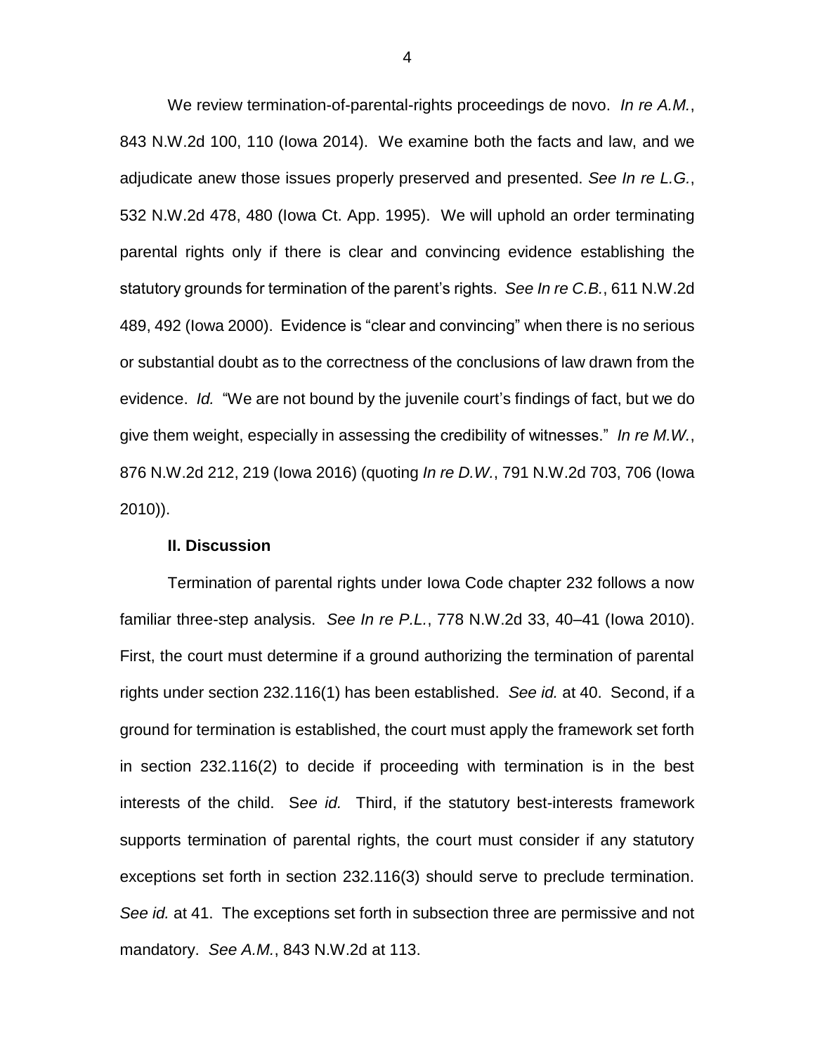We review termination-of-parental-rights proceedings de novo. *In re A.M.*, 843 N.W.2d 100, 110 (Iowa 2014). We examine both the facts and law, and we adjudicate anew those issues properly preserved and presented. *See In re L.G.*, 532 N.W.2d 478, 480 (Iowa Ct. App. 1995). We will uphold an order terminating parental rights only if there is clear and convincing evidence establishing the statutory grounds for termination of the parent's rights. *See In re C.B.*, 611 N.W.2d 489, 492 (Iowa 2000). Evidence is "clear and convincing" when there is no serious or substantial doubt as to the correctness of the conclusions of law drawn from the evidence. *Id.* "We are not bound by the juvenile court's findings of fact, but we do give them weight, especially in assessing the credibility of witnesses." *In re M.W.*, 876 N.W.2d 212, 219 (Iowa 2016) (quoting *In re D.W.*, 791 N.W.2d 703, 706 (Iowa 2010)).

## II. Discussion

Termination of parental rights under Iowa Code chapter 232 follows a now familiar three-step analysis. *See In re P.L.*, 778 N.W.2d 33, 40–41 (Iowa 2010). First, the court must determine if a ground authorizing the termination of parental rights under section 232.116(1) has been established. *See id.* at 40. Second, if a ground for termination is established, the court must apply the framework set forth in section 232.116(2) to decide if proceeding with termination is in the best interests of the child. *See id.* Third, if the statutory best-interests framework supports termination of parental rights, the court must consider if any statutory exceptions set forth in section 232.116(3) should serve to preclude termination. *See id.* at 41. The exceptions set forth in subsection three are permissive and not mandatory. *See A.M.*, 843 N.W.2d at 113.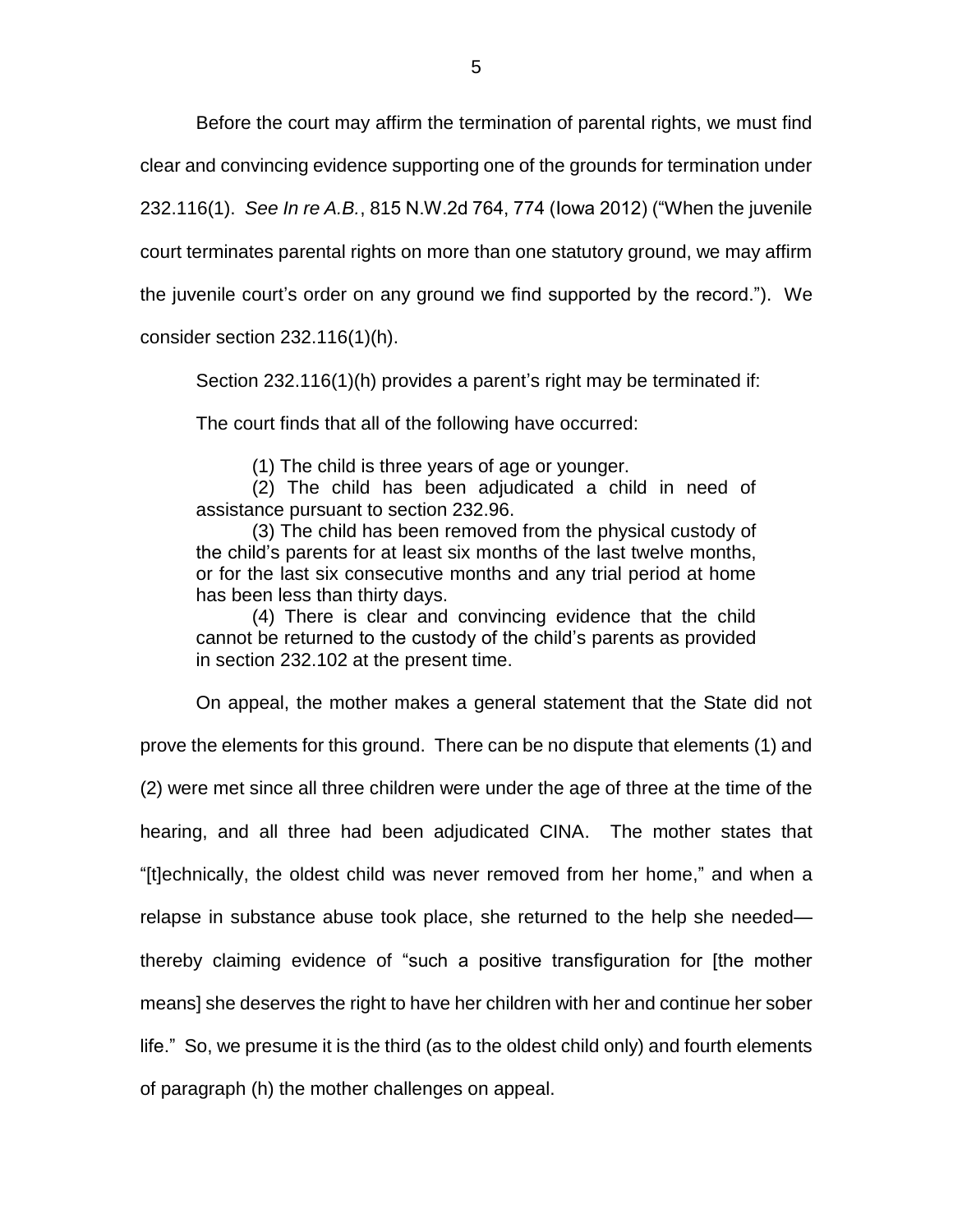Before the court may affirm the termination of parental rights, we must find clear and convincing evidence supporting one of the grounds for termination under 232.116(1). *See In re A.B.*, 815 N.W.2d 764, 774 (Iowa 2012) ("When the juvenile court terminates parental rights on more than one statutory ground, we may affirm the juvenile court's order on any ground we find supported by the record."). We consider section 232.116(1)(h).

Section 232.116(1)(h) provides a parent's right may be terminated if:

> The court finds that all of the following have occurred:
>
> (1) The child is three years of age or younger.
>
> (2) The child has been adjudicated a child in need of assistance pursuant to section 232.96.
>
> (3) The child has been removed from the physical custody of the child's parents for at least six months of the last twelve months, or for the last six consecutive months and any trial period at home has been less than thirty days.
>
> (4) There is clear and convincing evidence that the child cannot be returned to the custody of the child's parents as provided in section 232.102 at the present time.

On appeal, the mother makes a general statement that the State did not prove the elements for this ground. There can be no dispute that elements (1) and (2) were met since all three children were under the age of three at the time of the hearing, and all three had been adjudicated CINA. The mother states that "[t]echnically, the oldest child was never removed from her home," and when a relapse in substance abuse took place, she returned to the help she needed—thereby claiming evidence of "such a positive transfiguration for [the mother means] she deserves the right to have her children with her and continue her sober life." So, we presume it is the third (as to the oldest child only) and fourth elements of paragraph (h) the mother challenges on appeal.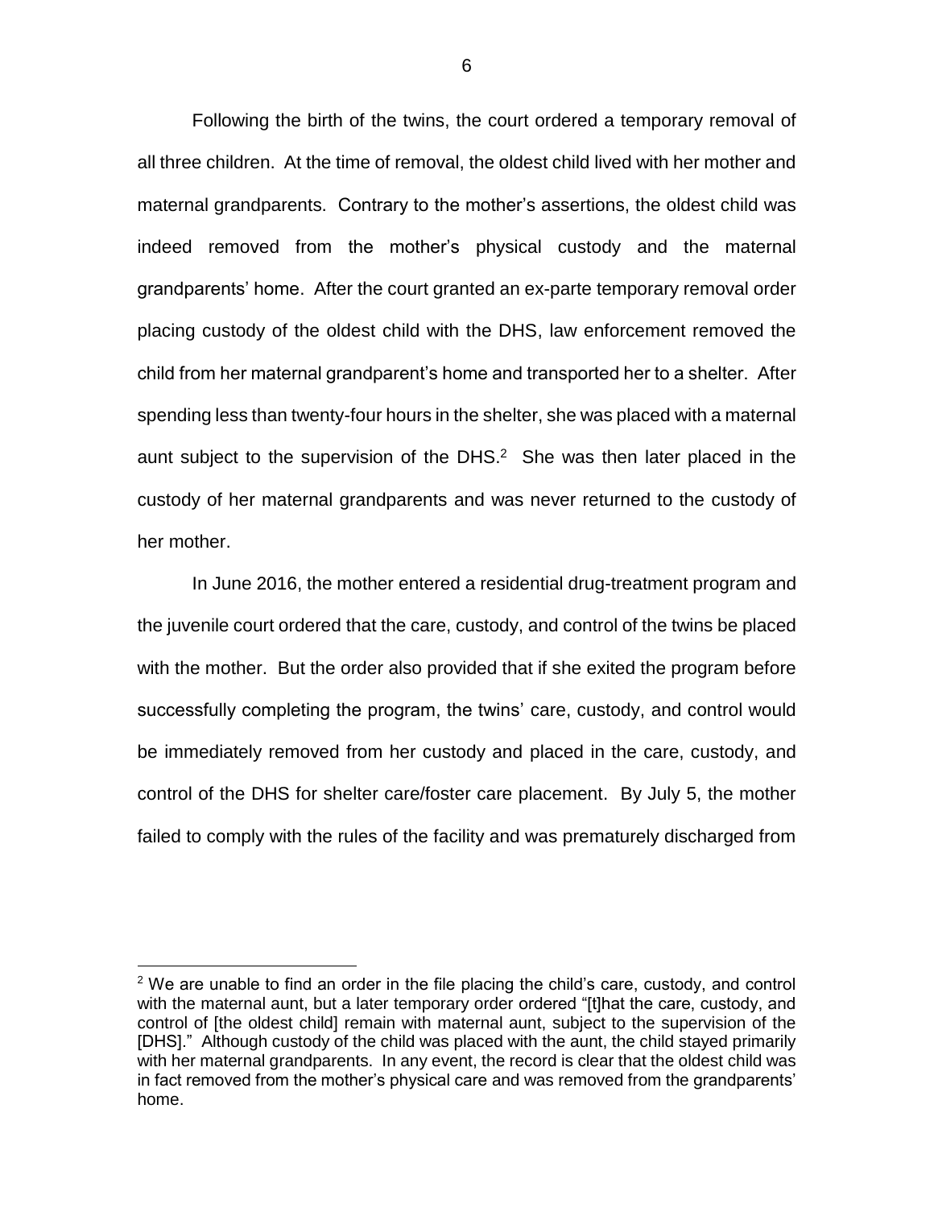Following the birth of the twins, the court ordered a temporary removal of all three children. At the time of removal, the oldest child lived with her mother and maternal grandparents. Contrary to the mother's assertions, the oldest child was indeed removed from the mother's physical custody and the maternal grandparents' home. After the court granted an ex-parte temporary removal order placing custody of the oldest child with the DHS, law enforcement removed the child from her maternal grandparent's home and transported her to a shelter. After spending less than twenty-four hours in the shelter, she was placed with a maternal aunt subject to the supervision of the DHS.[2] She was then later placed in the custody of her maternal grandparents and was never returned to the custody of her mother.

In June 2016, the mother entered a residential drug-treatment program and the juvenile court ordered that the care, custody, and control of the twins be placed with the mother. But the order also provided that if she exited the program before successfully completing the program, the twins' care, custody, and control would be immediately removed from her custody and placed in the care, custody, and control of the DHS for shelter care/foster care placement. By July 5, the mother failed to comply with the rules of the facility and was prematurely discharged from

[2] We are unable to find an order in the file placing the child's care, custody, and control with the maternal aunt, but a later temporary order ordered "[t]hat the care, custody, and control of [the oldest child] remain with maternal aunt, subject to the supervision of the [DHS]." Although custody of the child was placed with the aunt, the child stayed primarily with her maternal grandparents. In any event, the record is clear that the oldest child was in fact removed from the mother's physical care and was removed from the grandparents' home.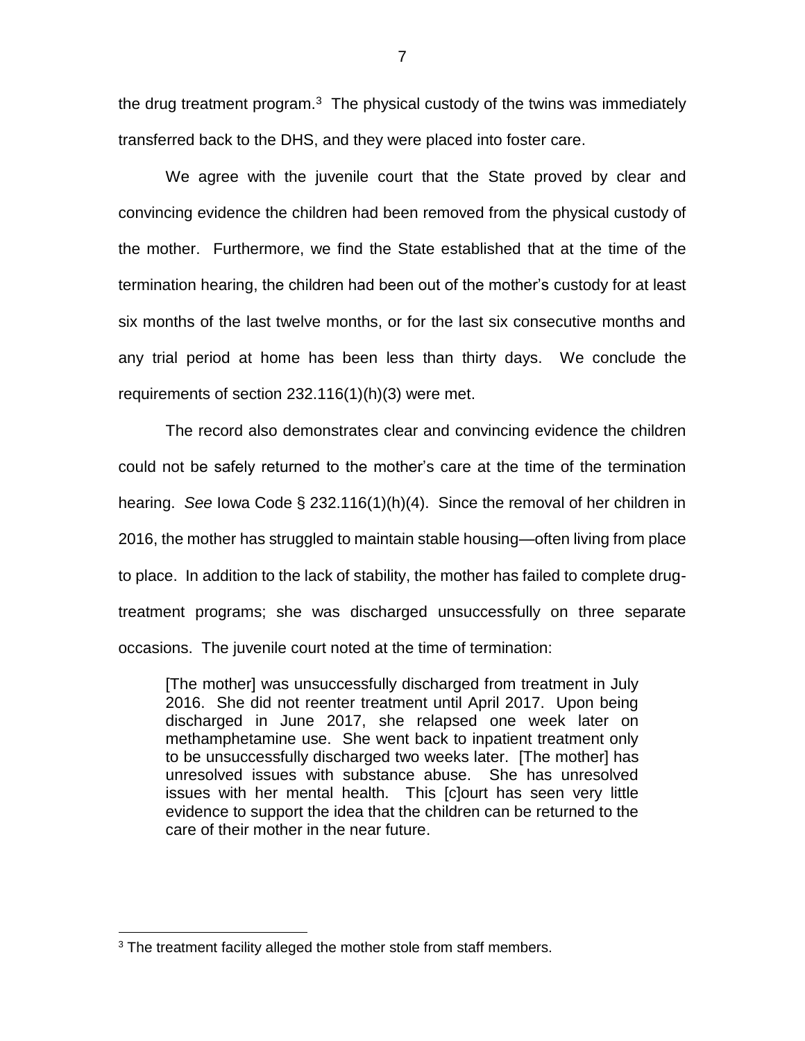the drug treatment program.[3] The physical custody of the twins was immediately transferred back to the DHS, and they were placed into foster care.

We agree with the juvenile court that the State proved by clear and convincing evidence the children had been removed from the physical custody of the mother. Furthermore, we find the State established that at the time of the termination hearing, the children had been out of the mother's custody for at least six months of the last twelve months, or for the last six consecutive months and any trial period at home has been less than thirty days. We conclude the requirements of section 232.116(1)(h)(3) were met.

The record also demonstrates clear and convincing evidence the children could not be safely returned to the mother's care at the time of the termination hearing. *See* Iowa Code § 232.116(1)(h)(4). Since the removal of her children in 2016, the mother has struggled to maintain stable housing—often living from place to place. In addition to the lack of stability, the mother has failed to complete drug-treatment programs; she was discharged unsuccessfully on three separate occasions. The juvenile court noted at the time of termination:

> [The mother] was unsuccessfully discharged from treatment in July 2016. She did not reenter treatment until April 2017. Upon being discharged in June 2017, she relapsed one week later on methamphetamine use. She went back to inpatient treatment only to be unsuccessfully discharged two weeks later. [The mother] has unresolved issues with substance abuse. She has unresolved issues with her mental health. This [c]ourt has seen very little evidence to support the idea that the children can be returned to the care of their mother in the near future.

---

[3] The treatment facility alleged the mother stole from staff members.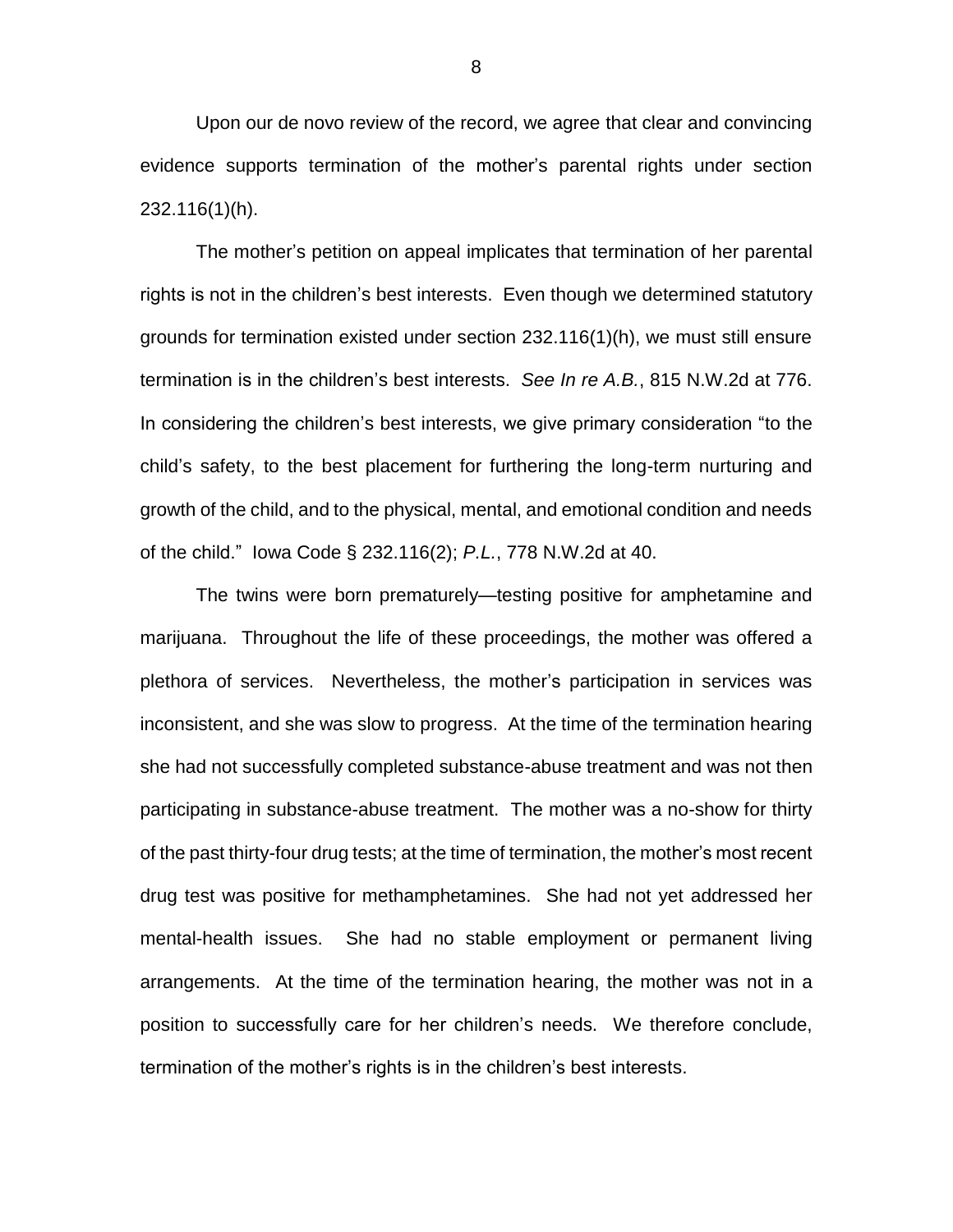Upon our de novo review of the record, we agree that clear and convincing evidence supports termination of the mother's parental rights under section 232.116(1)(h).

The mother's petition on appeal implicates that termination of her parental rights is not in the children's best interests. Even though we determined statutory grounds for termination existed under section 232.116(1)(h), we must still ensure termination is in the children's best interests. *See In re A.B.*, 815 N.W.2d at 776. In considering the children's best interests, we give primary consideration "to the child's safety, to the best placement for furthering the long-term nurturing and growth of the child, and to the physical, mental, and emotional condition and needs of the child." Iowa Code § 232.116(2); *P.L.*, 778 N.W.2d at 40.

The twins were born prematurely—testing positive for amphetamine and marijuana. Throughout the life of these proceedings, the mother was offered a plethora of services. Nevertheless, the mother's participation in services was inconsistent, and she was slow to progress. At the time of the termination hearing she had not successfully completed substance-abuse treatment and was not then participating in substance-abuse treatment. The mother was a no-show for thirty of the past thirty-four drug tests; at the time of termination, the mother's most recent drug test was positive for methamphetamines. She had not yet addressed her mental-health issues. She had no stable employment or permanent living arrangements. At the time of the termination hearing, the mother was not in a position to successfully care for her children's needs. We therefore conclude, termination of the mother's rights is in the children's best interests.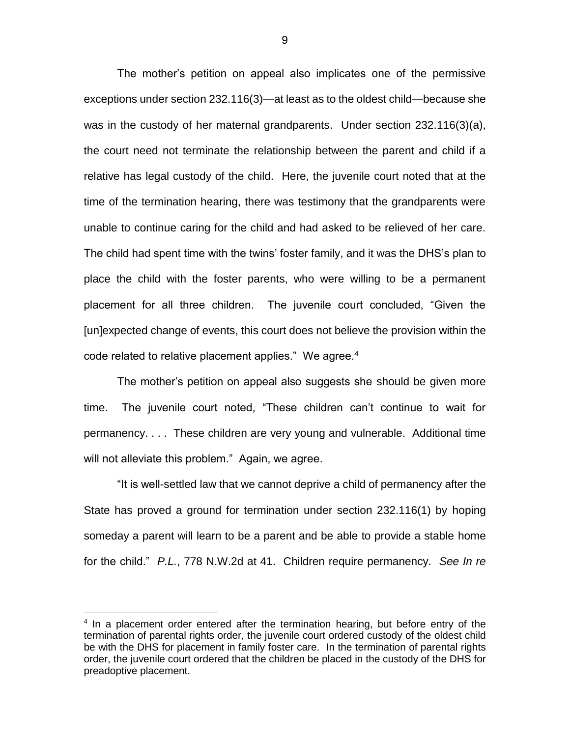The mother's petition on appeal also implicates one of the permissive exceptions under section 232.116(3)—at least as to the oldest child—because she was in the custody of her maternal grandparents. Under section 232.116(3)(a), the court need not terminate the relationship between the parent and child if a relative has legal custody of the child. Here, the juvenile court noted that at the time of the termination hearing, there was testimony that the grandparents were unable to continue caring for the child and had asked to be relieved of her care. The child had spent time with the twins' foster family, and it was the DHS's plan to place the child with the foster parents, who were willing to be a permanent placement for all three children. The juvenile court concluded, "Given the [un]expected change of events, this court does not believe the provision within the code related to relative placement applies." We agree.[4]

The mother's petition on appeal also suggests she should be given more time. The juvenile court noted, "These children can't continue to wait for permanency. . . . These children are very young and vulnerable. Additional time will not alleviate this problem." Again, we agree.

"It is well-settled law that we cannot deprive a child of permanency after the State has proved a ground for termination under section 232.116(1) by hoping someday a parent will learn to be a parent and be able to provide a stable home for the child." *P.L.*, 778 N.W.2d at 41. Children require permanency. *See In re*

[4] In a placement order entered after the termination hearing, but before entry of the termination of parental rights order, the juvenile court ordered custody of the oldest child be with the DHS for placement in family foster care. In the termination of parental rights order, the juvenile court ordered that the children be placed in the custody of the DHS for preadoptive placement.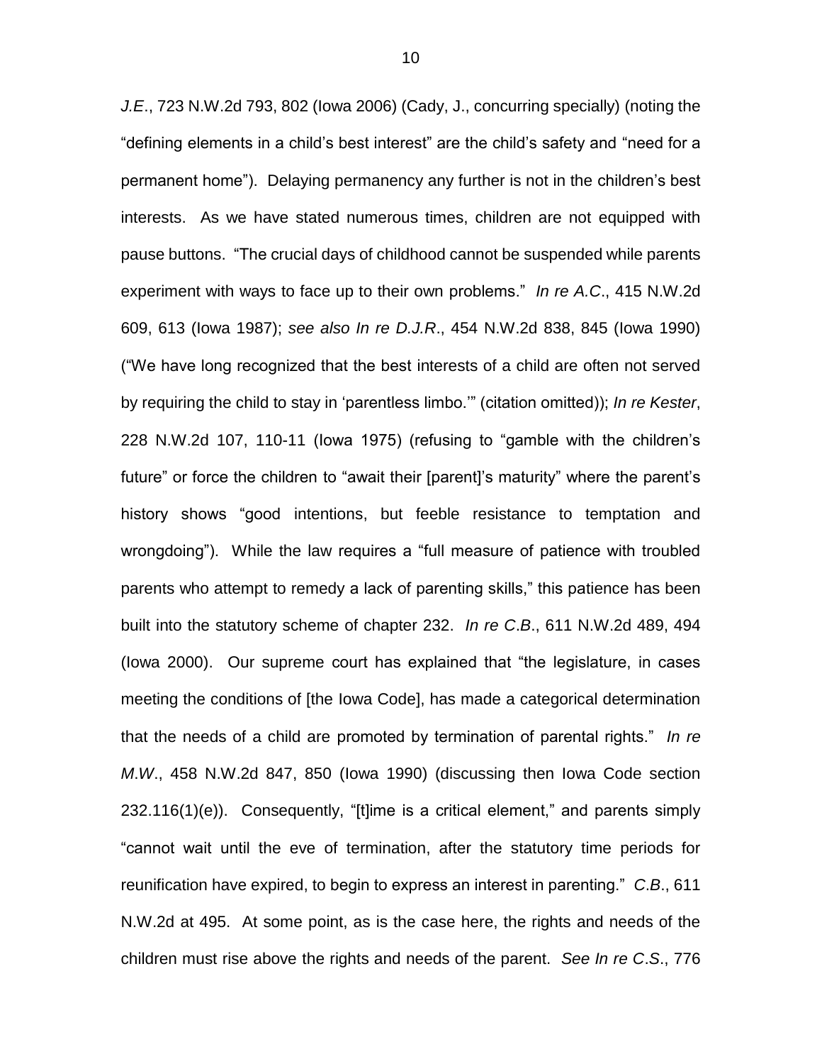*J.E.*, 723 N.W.2d 793, 802 (Iowa 2006) (Cady, J., concurring specially) (noting the "defining elements in a child's best interest" are the child's safety and "need for a permanent home"). Delaying permanency any further is not in the children's best interests. As we have stated numerous times, children are not equipped with pause buttons. "The crucial days of childhood cannot be suspended while parents experiment with ways to face up to their own problems." *In re A.C.*, 415 N.W.2d 609, 613 (Iowa 1987); *see also In re D.J.R.*, 454 N.W.2d 838, 845 (Iowa 1990) ("We have long recognized that the best interests of a child are often not served by requiring the child to stay in 'parentless limbo.'" (citation omitted)); *In re Kester*, 228 N.W.2d 107, 110-11 (Iowa 1975) (refusing to "gamble with the children's future" or force the children to "await their [parent]'s maturity" where the parent's history shows "good intentions, but feeble resistance to temptation and wrongdoing"). While the law requires a "full measure of patience with troubled parents who attempt to remedy a lack of parenting skills," this patience has been built into the statutory scheme of chapter 232. *In re C.B.*, 611 N.W.2d 489, 494 (Iowa 2000). Our supreme court has explained that "the legislature, in cases meeting the conditions of [the Iowa Code], has made a categorical determination that the needs of a child are promoted by termination of parental rights." *In re M.W.*, 458 N.W.2d 847, 850 (Iowa 1990) (discussing then Iowa Code section 232.116(1)(e)). Consequently, "[t]ime is a critical element," and parents simply "cannot wait until the eve of termination, after the statutory time periods for reunification have expired, to begin to express an interest in parenting." *C.B.*, 611 N.W.2d at 495. At some point, as is the case here, the rights and needs of the children must rise above the rights and needs of the parent. *See In re C.S.*, 776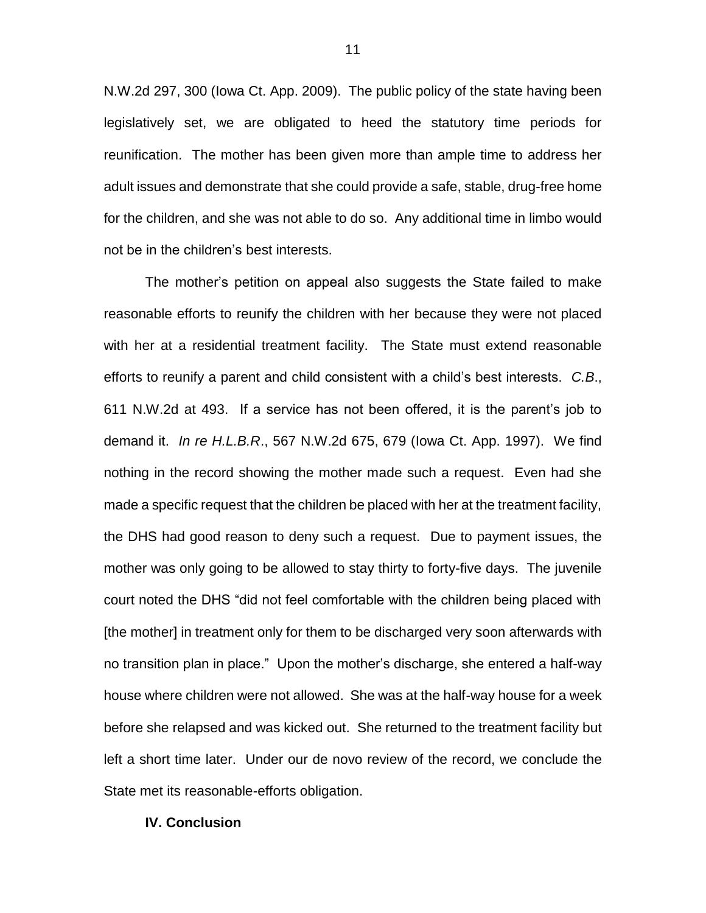N.W.2d 297, 300 (Iowa Ct. App. 2009). The public policy of the state having been legislatively set, we are obligated to heed the statutory time periods for reunification. The mother has been given more than ample time to address her adult issues and demonstrate that she could provide a safe, stable, drug-free home for the children, and she was not able to do so. Any additional time in limbo would not be in the children's best interests.

The mother's petition on appeal also suggests the State failed to make reasonable efforts to reunify the children with her because they were not placed with her at a residential treatment facility. The State must extend reasonable efforts to reunify a parent and child consistent with a child's best interests. *C.B.*, 611 N.W.2d at 493. If a service has not been offered, it is the parent's job to demand it. *In re H.L.B.R.*, 567 N.W.2d 675, 679 (Iowa Ct. App. 1997). We find nothing in the record showing the mother made such a request. Even had she made a specific request that the children be placed with her at the treatment facility, the DHS had good reason to deny such a request. Due to payment issues, the mother was only going to be allowed to stay thirty to forty-five days. The juvenile court noted the DHS "did not feel comfortable with the children being placed with [the mother] in treatment only for them to be discharged very soon afterwards with no transition plan in place." Upon the mother's discharge, she entered a half-way house where children were not allowed. She was at the half-way house for a week before she relapsed and was kicked out. She returned to the treatment facility but left a short time later. Under our de novo review of the record, we conclude the State met its reasonable-efforts obligation.

**IV. Conclusion**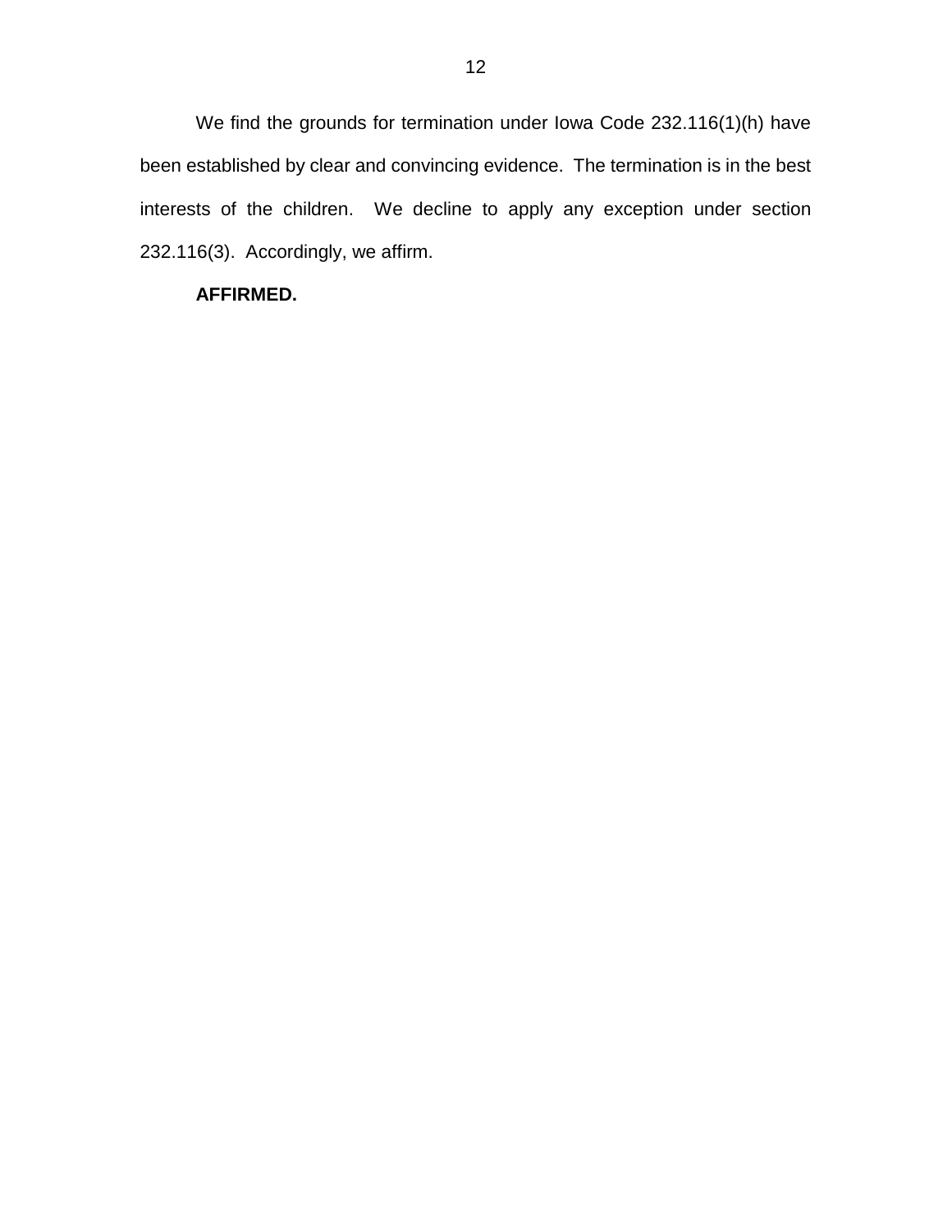We find the grounds for termination under Iowa Code 232.116(1)(h) have been established by clear and convincing evidence. The termination is in the best interests of the children. We decline to apply any exception under section 232.116(3). Accordingly, we affirm.

**AFFIRMED.**